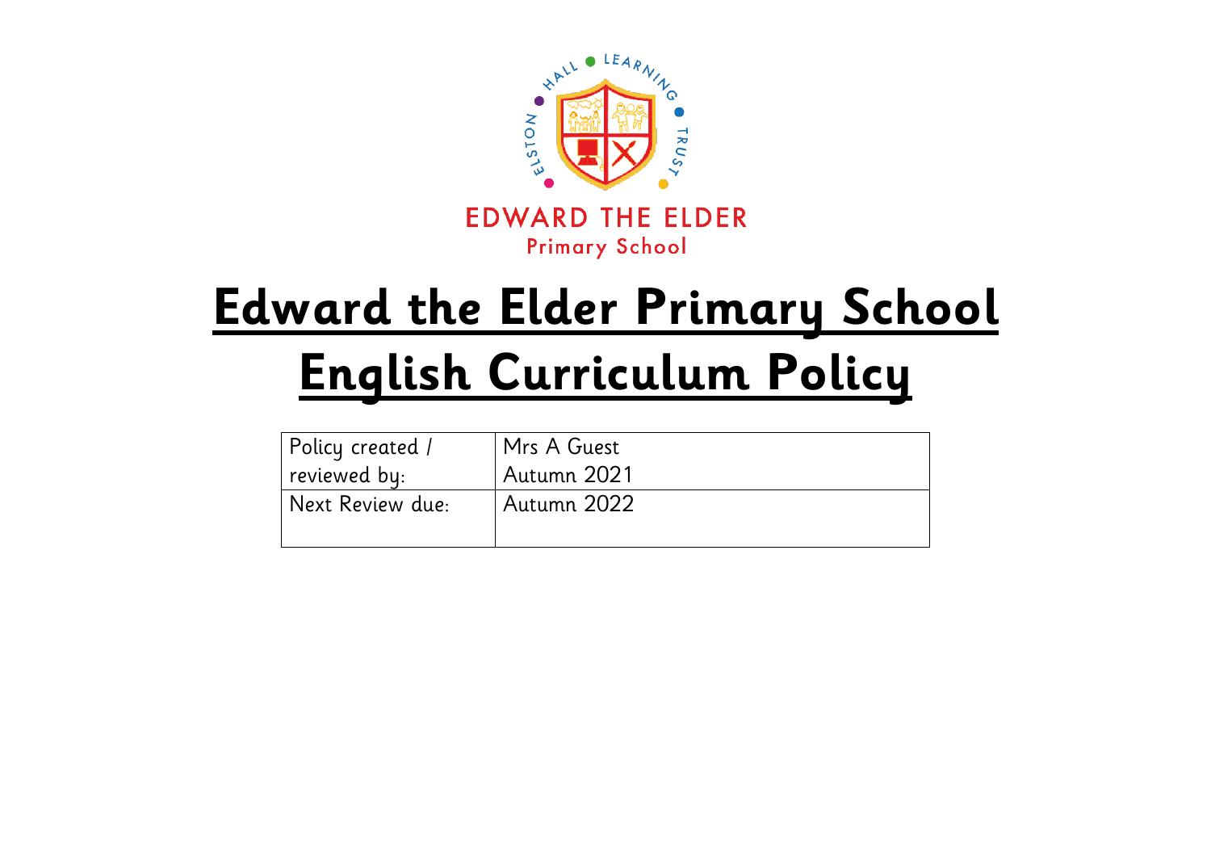EDWARD THE ELDER

Primary School

# Edward the Elder Primary School

# English Curriculum Policy

| Policy created / reviewed by: | Mrs A Guest<br>Autumn 2021 |
| --- | --- |
| Next Review due: | Autumn 2022 |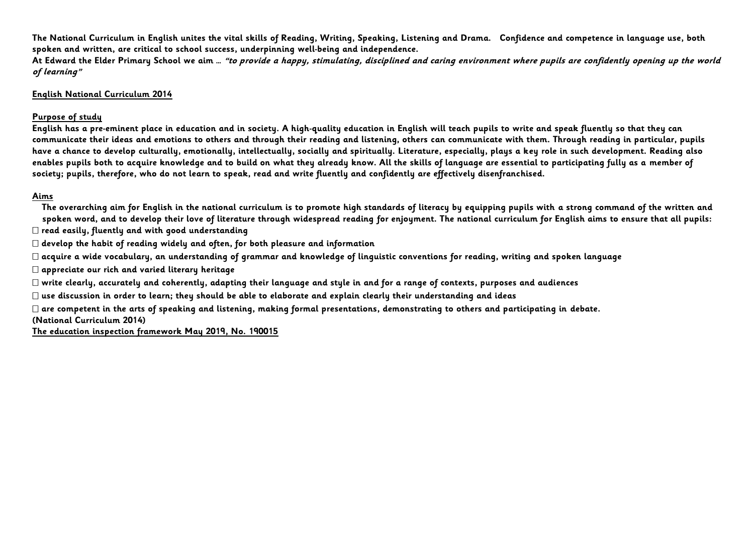**The National Curriculum in English unites the vital skills of Reading, Writing, Speaking, Listening and Drama. Confidence and competence in language use, both spoken and written, are critical to school success, underpinning well-being and independence.**

**At Edward the Elder Primary School we aim …** ***"to provide a happy, stimulating, disciplined and caring environment where pupils are confidently opening up the world of learning"***

**<u>English National Curriculum 2014</u>**

**<u>Purpose of study</u>**

**English has a pre-eminent place in education and in society. A high-quality education in English will teach pupils to write and speak fluently so that they can communicate their ideas and emotions to others and through their reading and listening, others can communicate with them. Through reading in particular, pupils have a chance to develop culturally, emotionally, intellectually, socially and spiritually. Literature, especially, plays a key role in such development. Reading also enables pupils both to acquire knowledge and to build on what they already know. All the skills of language are essential to participating fully as a member of society; pupils, therefore, who do not learn to speak, read and write fluently and confidently are effectively disenfranchised.**

**<u>Aims</u>**

**The overarching aim for English in the national curriculum is to promote high standards of literacy by equipping pupils with a strong command of the written and spoken word, and to develop their love of literature through widespread reading for enjoyment. The national curriculum for English aims to ensure that all pupils:**

- **read easily, fluently and with good understanding**
- **develop the habit of reading widely and often, for both pleasure and information**
- **acquire a wide vocabulary, an understanding of grammar and knowledge of linguistic conventions for reading, writing and spoken language**
- **appreciate our rich and varied literary heritage**
- **write clearly, accurately and coherently, adapting their language and style in and for a range of contexts, purposes and audiences**
- **use discussion in order to learn; they should be able to elaborate and explain clearly their understanding and ideas**
- **are competent in the arts of speaking and listening, making formal presentations, demonstrating to others and participating in debate.**

**(National Curriculum 2014)**

**<u>The education inspection framework May 2019, No. 190015</u>**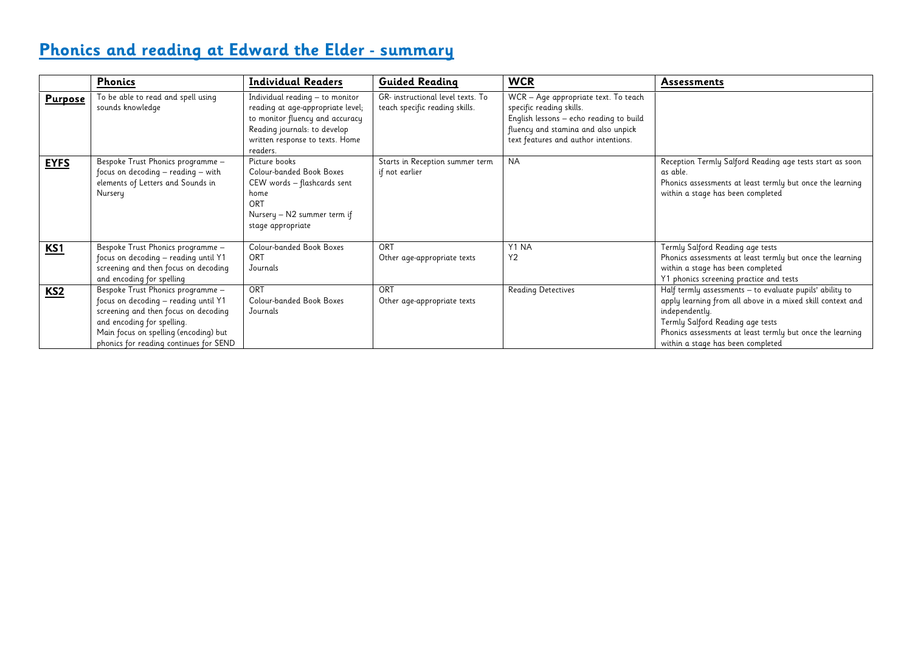# Phonics and reading at Edward the Elder - summary

| | Phonics | Individual Readers | Guided Reading | WCR | Assessments |
|---|---|---|---|---|---|
| **Purpose** | To be able to read and spell using sounds knowledge | Individual reading – to monitor reading at age-appropriate level; to monitor fluency and accuracy Reading journals: to develop written response to texts. Home readers. | GR- instructional level texts. To teach specific reading skills. | WCR – Age appropriate text. To teach specific reading skills. English lessons – echo reading to build fluency and stamina and also unpick text features and author intentions. | |
| **EYFS** | Bespoke Trust Phonics programme – focus on decoding – reading – with elements of Letters and Sounds in Nursery | Picture books<br>Colour-banded Book Boxes<br>CEW words – flashcards sent home<br>ORT<br>Nursery – N2 summer term if stage appropriate | Starts in Reception summer term if not earlier | NA | Reception Termly Salford Reading age tests start as soon as able.<br>Phonics assessments at least termly but once the learning within a stage has been completed |
| **KS1** | Bespoke Trust Phonics programme – focus on decoding – reading until Y1 screening and then focus on decoding and encoding for spelling | Colour-banded Book Boxes<br>ORT<br>Journals | ORT<br>Other age-appropriate texts | Y1 NA<br>Y2 | Termly Salford Reading age tests<br>Phonics assessments at least termly but once the learning within a stage has been completed<br>Y1 phonics screening practice and tests |
| **KS2** | Bespoke Trust Phonics programme – focus on decoding – reading until Y1 screening and then focus on decoding and encoding for spelling.<br>Main focus on spelling (encoding) but phonics for reading continues for SEND | ORT<br>Colour-banded Book Boxes<br>Journals | ORT<br>Other age-appropriate texts | Reading Detectives | Half termly assessments – to evaluate pupils' ability to apply learning from all above in a mixed skill context and independently.<br>Termly Salford Reading age tests<br>Phonics assessments at least termly but once the learning within a stage has been completed |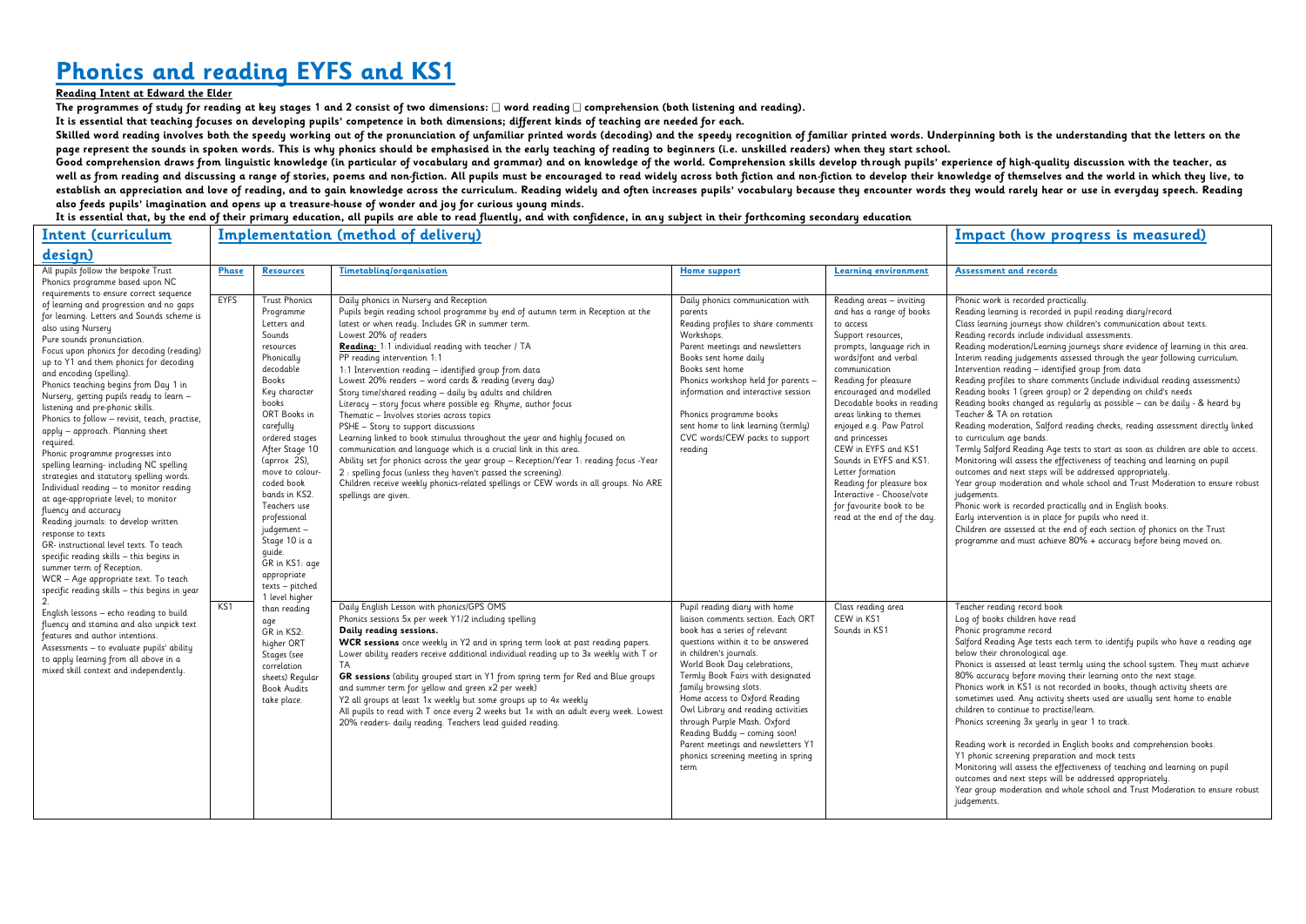# Phonics and reading EYFS and KS1

**Reading Intent at Edward the Elder**

**The programmes of study for reading at key stages 1 and 2 consist of two dimensions:  word reading  comprehension (both listening and reading).**

**It is essential that teaching focuses on developing pupils' competence in both dimensions; different kinds of teaching are needed for each.**

**Skilled word reading involves both the speedy working out of the pronunciation of unfamiliar printed words (decoding) and the speedy recognition of familiar printed words. Underpinning both is the understanding that the letters on the page represent the sounds in spoken words. This is why phonics should be emphasised in the early teaching of reading to beginners (i.e. unskilled readers) when they start school.**

**Good comprehension draws from linguistic knowledge (in particular of vocabulary and grammar) and on knowledge of the world. Comprehension skills develop through pupils' experience of high-quality discussion with the teacher, as well as from reading and discussing a range of stories, poems and non-fiction. All pupils must be encouraged to read widely across both fiction and non-fiction to develop their knowledge of themselves and the world in which they live, to establish an appreciation and love of reading, and to gain knowledge across the curriculum. Reading widely and often increases pupils' vocabulary because they encounter words they would rarely hear or use in everyday speech. Reading also feeds pupils' imagination and opens up a treasure-house of wonder and joy for curious young minds.**

**It is essential that, by the end of their primary education, all pupils are able to read fluently, and with confidence, in any subject in their forthcoming secondary education**

| Intent (curriculum design) | Implementation (method of delivery) | | | | | Impact (how progress is measured) |
|---|---|---|---|---|---|---|
| All pupils follow the bespoke Trust Phonics programme based upon NC requirements to ensure correct sequence of learning and progression and no gaps for learning. Letters and Sounds scheme is also using Nursery<br>Pure sounds pronunciation.<br>Focus upon phonics for decoding (reading) up to Y1 and them phonics for decoding and encoding (spelling).<br>Phonics teaching begins from Day 1 in Nursery, getting pupils ready to learn – listening and pre-phonic skills.<br>Phonics to follow – revisit, teach, practise, apply – approach. Planning sheet required.<br>Phonic programme progresses into spelling learning- including NC spelling strategies and statutory spelling words.<br>Individual reading – to monitor reading at age-appropriate level; to monitor fluency and accuracy<br>Reading journals: to develop written response to texts<br>GR- instructional level texts. To teach specific reading skills – this begins in summer term of Reception.<br>WCR – Age appropriate text. To teach specific reading skills – this begins in year 2.<br>English lessons – echo reading to build fluency and stamina and also unpick text features and author intentions.<br>Assessments – to evaluate pupils' ability to apply learning from all above in a mixed skill context and independently. | **Phase** | **Resources** | **Timetabling/organisation** | **Home support** | **Learning environment** | **Assessment and records** |
| | EYFS | Trust Phonics Programme<br>Letters and Sounds resources<br>Phonically decodable Books<br>Key character books<br>ORT Books in carefully ordered stages<br>After Stage 10 (aprrox 2S), move to colour-coded book bands in KS2.<br>Teachers use professional judgement – Stage 10 is a guide.<br>GR in KS1: age appropriate texts – pitched 1 level higher than reading age<br>GR in KS2: higher ORT Stages (see correlation sheets) Regular Book Audits take place. | Daily phonics in Nursery and Reception<br>Pupils begin reading school programme by end of autumn term in Reception at the latest or when ready. Includes GR in summer term.<br>Lowest 20% of readers<br>**Reading:** 1:1 individual reading with teacher / TA<br>PP reading intervention 1:1<br>1:1 Intervention reading – identified group from data<br>Lowest 20% readers – word cards & reading (every day)<br>Story time/shared reading – daily by adults and children<br>Literacy – story focus where possible eg: Rhyme, author focus<br>Thematic – Involves stories across topics<br>PSHE – Story to support discussions<br>Learning linked to book stimulus throughout the year and highly focused on communication and language which is a crucial link in this area.<br>Ability set for phonics across the year group – Reception/Year 1: reading focus -Year 2 : spelling focus (unless they haven't passed the screening).<br>Children receive weekly phonics-related spellings or CEW words in all groups. No ARE spellings are given. | Daily phonics communication with parents<br>Reading profiles to share comments<br>Workshops.<br>Parent meetings and newsletters<br>Books sent home daily<br>Books sent home<br>Phonics workshop held for parents – information and interactive session<br><br>Phonics programme books sent home to link learning (termly)<br>CVC words/CEW packs to support reading | Reading areas – inviting and has a range of books to access<br>Support resources, prompts, language rich in words/font and verbal communication<br>Reading for pleasure encouraged and modelled<br>Decodable books in reading areas linking to themes enjoyed e.g. Paw Patrol and princesses<br>CEW in EYFS and KS1<br>Sounds in EYFS and KS1.<br>Letter formation<br>Reading for pleasure box<br>Interactive - Choose/vote for favourite book to be read at the end of the day. | Phonic work is recorded practically.<br>Reading learning is recorded in pupil reading diary/record<br>Class learning journeys show children's communication about texts.<br>Reading records include individual assessments.<br>Reading moderation/Learning journeys share evidence of learning in this area.<br>Interim reading judgements assessed through the year following curriculum.<br>Intervention reading – identified group from data<br>Reading profiles to share comments (include individual reading assessments)<br>Reading books 1 (green group) or 2 depending on child's needs<br>Reading books changed as regularly as possible – can be daily - & heard by Teacher & TA on rotation<br>Reading moderation, Salford reading checks, reading assessment directly linked to curriculum age bands.<br>Termly Salford Reading Age tests to start as soon as children are able to access.<br>Monitoring will assess the effectiveness of teaching and learning on pupil outcomes and next steps will be addressed appropriately.<br>Year group moderation and whole school and Trust Moderation to ensure robust judgements.<br>Phonic work is recorded practically and in English books.<br>Early intervention is in place for pupils who need it.<br>Children are assessed at the end of each section of phonics on the Trust programme and must achieve 80% + accuracy before being moved on. |
| | KS1 | | Daily English Lesson with phonics/GPS OMS<br>Phonics sessions 5x per week Y1/2 including spelling<br>**Daily reading sessions.**<br>**WCR sessions** once weekly in Y2 and in spring term look at past reading papers.<br>Lower ability readers receive additional individual reading up to 3x weekly with T or TA<br>**GR sessions** (ability grouped start in Y1 from spring term for Red and Blue groups and summer term for yellow and green x2 per week)<br>Y2 all groups at least 1x weekly but some groups up to 4x weekly<br>All pupils to read with T once every 2 weeks but 1x with an adult every week. Lowest 20% readers- daily reading. Teachers lead guided reading. | Pupil reading diary with home liaison comments section. Each ORT book has a series of relevant questions within it to be answered in children's journals.<br>World Book Day celebrations,<br>Termly Book Fairs with designated family browsing slots.<br>Home access to Oxford Reading Owl Library and reading activities through Purple Mash. Oxford Reading Buddy – coming soon!<br>Parent meetings and newsletters Y1 phonics screening meeting in spring term | Class reading area<br>CEW in KS1<br>Sounds in KS1 | Teacher reading record book<br>Log of books children have read<br>Phonic programme record<br>Salford Reading Age tests each term to identify pupils who have a reading age below their chronological age.<br>Phonics is assessed at least termly using the school system. They must achieve 80% accuracy before moving their learning onto the next stage.<br>Phonics work in KS1 is not recorded in books, though activity sheets are sometimes used. Any activity sheets used are usually sent home to enable children to continue to practise/learn.<br>Phonics screening 3x yearly in year 1 to track.<br><br>Reading work is recorded in English books and comprehension books.<br>Y1 phonic screening preparation and mock tests<br>Monitoring will assess the effectiveness of teaching and learning on pupil outcomes and next steps will be addressed appropriately.<br>Year group moderation and whole school and Trust Moderation to ensure robust judgements. |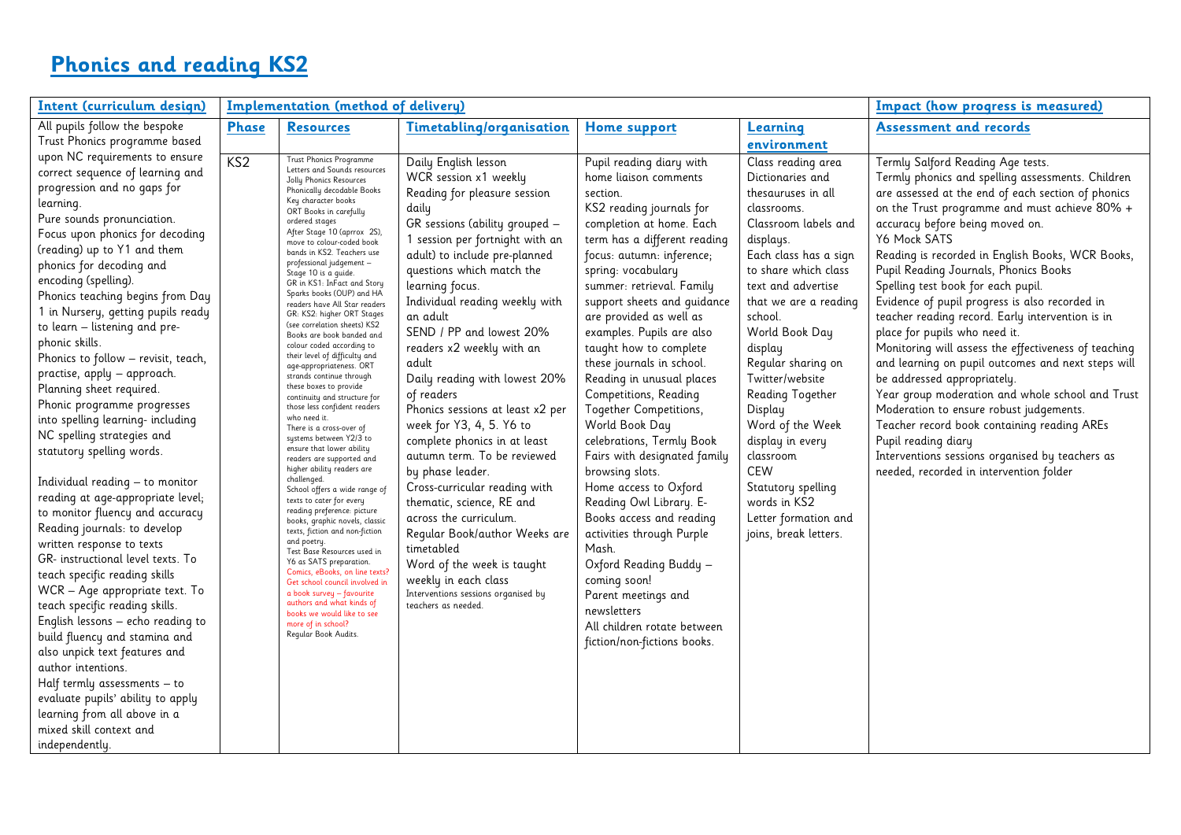# Phonics and reading KS2

| Intent (curriculum design) | Implementation (method of delivery) | | | | | Impact (how progress is measured) |
|---|---|---|---|---|---|---|
| | **Phase** | **Resources** | **Timetabling/organisation** | **Home support** | **Learning environment** | **Assessment and records** |
| All pupils follow the bespoke Trust Phonics programme based upon NC requirements to ensure correct sequence of learning and progression and no gaps for learning.<br>Pure sounds pronunciation.<br>Focus upon phonics for decoding (reading) up to Y1 and them phonics for decoding and encoding (spelling).<br>Phonics teaching begins from Day 1 in Nursery, getting pupils ready to learn – listening and pre-phonic skills.<br>Phonics to follow – revisit, teach, practise, apply – approach.<br>Planning sheet required.<br>Phonic programme progresses into spelling learning- including NC spelling strategies and statutory spelling words.<br><br>Individual reading – to monitor reading at age-appropriate level; to monitor fluency and accuracy<br>Reading journals: to develop written response to texts<br>GR- instructional level texts. To teach specific reading skills<br>WCR – Age appropriate text. To teach specific reading skills.<br>English lessons – echo reading to build fluency and stamina and also unpick text features and author intentions.<br>Half termly assessments – to evaluate pupils' ability to apply learning from all above in a mixed skill context and independently. | KS2 | Trust Phonics Programme<br>Letters and Sounds resources<br>Jolly Phonics Resources<br>Phonically decodable Books<br>Key character books<br>ORT Books in carefully ordered stages<br>After Stage 10 (aprrox 2S), move to colour-coded book bands in KS2. Teachers use professional judgement – Stage 10 is a guide.<br>GR in KS1: InFact and Story Sparks books (OUP) and HA readers have All Star readers<br>GR: KS2: higher ORT Stages (see correlation sheets) KS2 Books are book banded and colour coded according to their level of difficulty and age-appropriateness. ORT strands continue through these boxes to provide continuity and structure for those less confident readers who need it.<br>There is a cross-over of systems between Y2/3 to ensure that lower ability readers are supported and higher ability readers are challenged.<br>School offers a wide range of texts to cater for every reading preference: picture books, graphic novels, classic texts, fiction and non-fiction and poetry.<br>Test Base Resources used in Y6 as SATS preparation.<br>Comics, eBooks, on line texts? Get school council involved in a book survey – favourite authors and what kinds of books we would like to see more of in school?<br>Regular Book Audits. | Daily English lesson<br>WCR session x1 weekly<br>Reading for pleasure session daily<br>GR sessions (ability grouped – 1 session per fortnight with an adult) to include pre-planned questions which match the learning focus.<br>Individual reading weekly with an adult<br>SEND / PP and lowest 20% readers x2 weekly with an adult<br>Daily reading with lowest 20% of readers<br>Phonics sessions at least x2 per week for Y3, 4, 5. Y6 to complete phonics in at least autumn term. To be reviewed by phase leader.<br>Cross-curricular reading with thematic, science, RE and across the curriculum.<br>Regular Book/author Weeks are timetabled<br>Word of the week is taught weekly in each class<br>Interventions sessions organised by teachers as needed. | Pupil reading diary with home liaison comments section.<br>KS2 reading journals for completion at home. Each term has a different reading focus: autumn: inference; spring: vocabulary summer: retrieval. Family support sheets and guidance are provided as well as examples. Pupils are also taught how to complete these journals in school.<br>Reading in unusual places Competitions, Reading Together Competitions, World Book Day celebrations, Termly Book Fairs with designated family browsing slots.<br>Home access to Oxford Reading Owl Library. E-Books access and reading activities through Purple Mash.<br>Oxford Reading Buddy – coming soon!<br>Parent meetings and newsletters<br>All children rotate between fiction/non-fictions books. | Class reading area<br>Dictionaries and thesauruses in all classrooms.<br>Classroom labels and displays.<br>Each class has a sign to share which class text and advertise that we are a reading school.<br>World Book Day display<br>Regular sharing on Twitter/website<br>Reading Together Display<br>Word of the Week display in every classroom<br>CEW<br>Statutory spelling words in KS2<br>Letter formation and joins, break letters. | Termly Salford Reading Age tests.<br>Termly phonics and spelling assessments. Children are assessed at the end of each section of phonics on the Trust programme and must achieve 80% + accuracy before being moved on.<br>Y6 Mock SATS<br>Reading is recorded in English Books, WCR Books, Pupil Reading Journals, Phonics Books<br>Spelling test book for each pupil.<br>Evidence of pupil progress is also recorded in teacher reading record. Early intervention is in place for pupils who need it.<br>Monitoring will assess the effectiveness of teaching and learning on pupil outcomes and next steps will be addressed appropriately.<br>Year group moderation and whole school and Trust Moderation to ensure robust judgements.<br>Teacher record book containing reading AREs<br>Pupil reading diary<br>Interventions sessions organised by teachers as needed, recorded in intervention folder |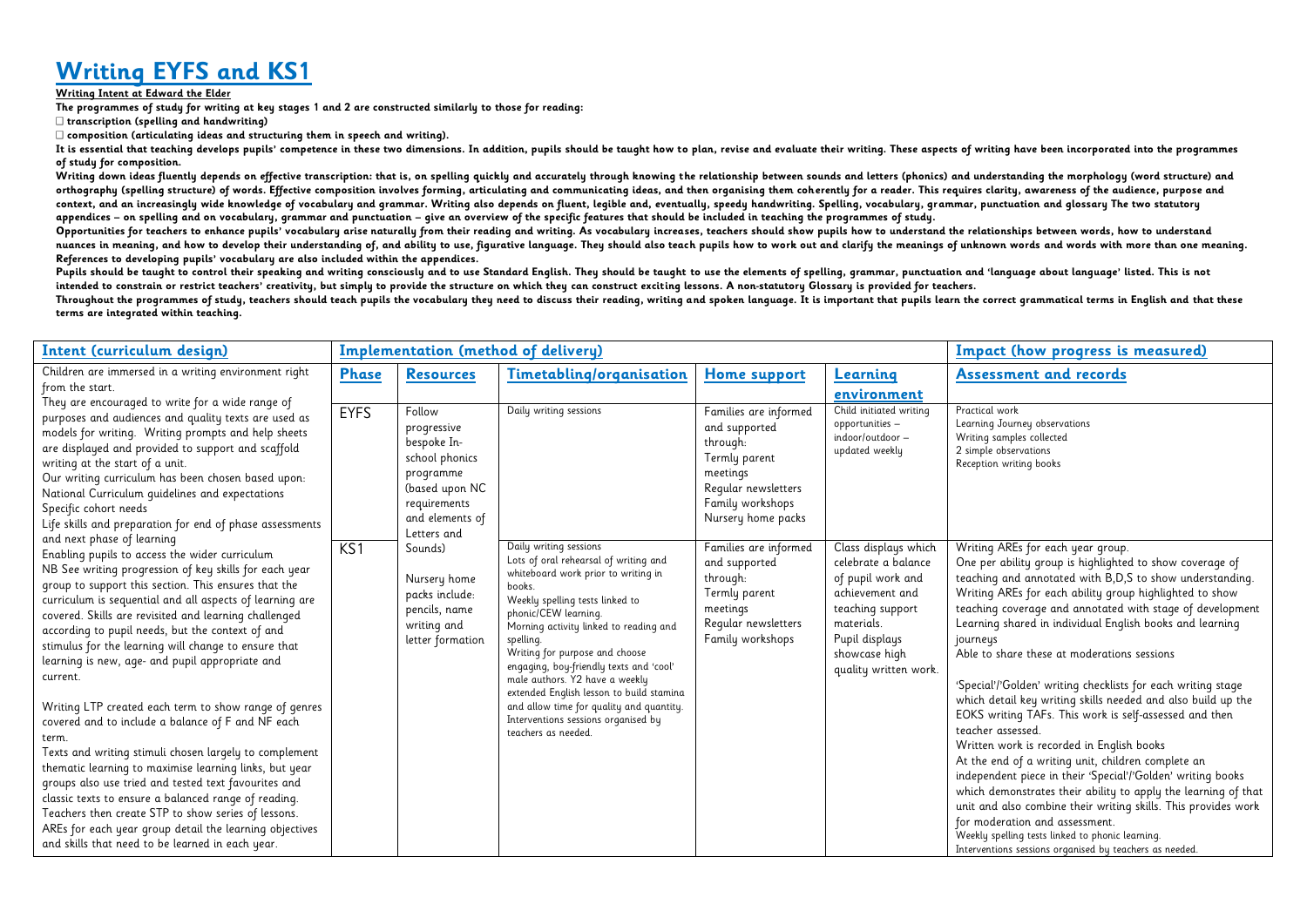# Writing EYFS and KS1

**Writing Intent at Edward the Elder**

**The programmes of study for writing at key stages 1 and 2 are constructed similarly to those for reading:**

- **transcription (spelling and handwriting)**
- **composition (articulating ideas and structuring them in speech and writing).**

**It is essential that teaching develops pupils' competence in these two dimensions. In addition, pupils should be taught how to plan, revise and evaluate their writing. These aspects of writing have been incorporated into the programmes of study for composition.**

**Writing down ideas fluently depends on effective transcription: that is, on spelling quickly and accurately through knowing the relationship between sounds and letters (phonics) and understanding the morphology (word structure) and orthography (spelling structure) of words. Effective composition involves forming, articulating and communicating ideas, and then organising them coherently for a reader. This requires clarity, awareness of the audience, purpose and context, and an increasingly wide knowledge of vocabulary and grammar. Writing also depends on fluent, legible and, eventually, speedy handwriting. Spelling, vocabulary, grammar, punctuation and glossary The two statutory appendices – on spelling and on vocabulary, grammar and punctuation – give an overview of the specific features that should be included in teaching the programmes of study.**

**Opportunities for teachers to enhance pupils' vocabulary arise naturally from their reading and writing. As vocabulary increases, teachers should show pupils how to understand the relationships between words, how to understand nuances in meaning, and how to develop their understanding of, and ability to use, figurative language. They should also teach pupils how to work out and clarify the meanings of unknown words and words with more than one meaning. References to developing pupils' vocabulary are also included within the appendices.**

**Pupils should be taught to control their speaking and writing consciously and to use Standard English. They should be taught to use the elements of spelling, grammar, punctuation and 'language about language' listed. This is not intended to constrain or restrict teachers' creativity, but simply to provide the structure on which they can construct exciting lessons. A non-statutory Glossary is provided for teachers.**

**Throughout the programmes of study, teachers should teach pupils the vocabulary they need to discuss their reading, writing and spoken language. It is important that pupils learn the correct grammatical terms in English and that these terms are integrated within teaching.**

| Intent (curriculum design) | Implementation (method of delivery) | | | | | Impact (how progress is measured) |
|---|---|---|---|---|---|---|
| | **Phase** | **Resources** | **Timetabling/organisation** | **Home support** | **Learning environment** | **Assessment and records** |
| Children are immersed in a writing environment right from the start.<br>They are encouraged to write for a wide range of purposes and audiences and quality texts are used as models for writing. Writing prompts and help sheets are displayed and provided to support and scaffold writing at the start of a unit.<br>Our writing curriculum has been chosen based upon:<br>National Curriculum guidelines and expectations<br>Specific cohort needs<br>Life skills and preparation for end of phase assessments and next phase of learning<br>Enabling pupils to access the wider curriculum<br>NB See writing progression of key skills for each year group to support this section. This ensures that the curriculum is sequential and all aspects of learning are covered. Skills are revisited and learning challenged according to pupil needs, but the context of and stimulus for the learning will change to ensure that learning is new, age- and pupil appropriate and current.<br><br>Writing LTP created each term to show range of genres covered and to include a balance of F and NF each term.<br>Texts and writing stimuli chosen largely to complement thematic learning to maximise learning links, but year groups also use tried and tested text favourites and classic texts to ensure a balanced range of reading.<br>Teachers then create STP to show series of lessons.<br>AREs for each year group detail the learning objectives and skills that need to be learned in each year. | EYFS | Follow progressive bespoke In-school phonics programme (based upon NC requirements and elements of Letters and Sounds)<br><br>Nursery home packs include: pencils, name writing and letter formation | Daily writing sessions | Families are informed and supported through:<br>Termly parent meetings<br>Regular newsletters<br>Family workshops<br>Nursery home packs | Child initiated writing opportunities – indoor/outdoor – updated weekly | Practical work<br>Learning Journey observations<br>Writing samples collected<br>2 simple observations<br>Reception writing books |
| | KS1 | | Daily writing sessions<br>Lots of oral rehearsal of writing and whiteboard work prior to writing in books.<br>Weekly spelling tests linked to phonic/CEW learning.<br>Morning activity linked to reading and spelling.<br>Writing for purpose and choose engaging, boy-friendly texts and 'cool' male authors. Y2 have a weekly extended English lesson to build stamina and allow time for quality and quantity.<br>Interventions sessions organised by teachers as needed. | Families are informed and supported through:<br>Termly parent meetings<br>Regular newsletters<br>Family workshops | Class displays which celebrate a balance of pupil work and achievement and teaching support materials.<br>Pupil displays showcase high quality written work. | Writing AREs for each year group.<br>One per ability group is highlighted to show coverage of teaching and annotated with B,D,S to show understanding.<br>Writing AREs for each ability group highlighted to show teaching coverage and annotated with stage of development<br>Learning shared in individual English books and learning journeys<br>Able to share these at moderations sessions<br><br>'Special'/'Golden' writing checklists for each writing stage which detail key writing skills needed and also build up the EOKS writing TAFs. This work is self-assessed and then teacher assessed.<br>Written work is recorded in English books<br>At the end of a writing unit, children complete an independent piece in their 'Special'/'Golden' writing books which demonstrates their ability to apply the learning of that unit and also combine their writing skills. This provides work for moderation and assessment.<br>Weekly spelling tests linked to phonic learning.<br>Interventions sessions organised by teachers as needed. |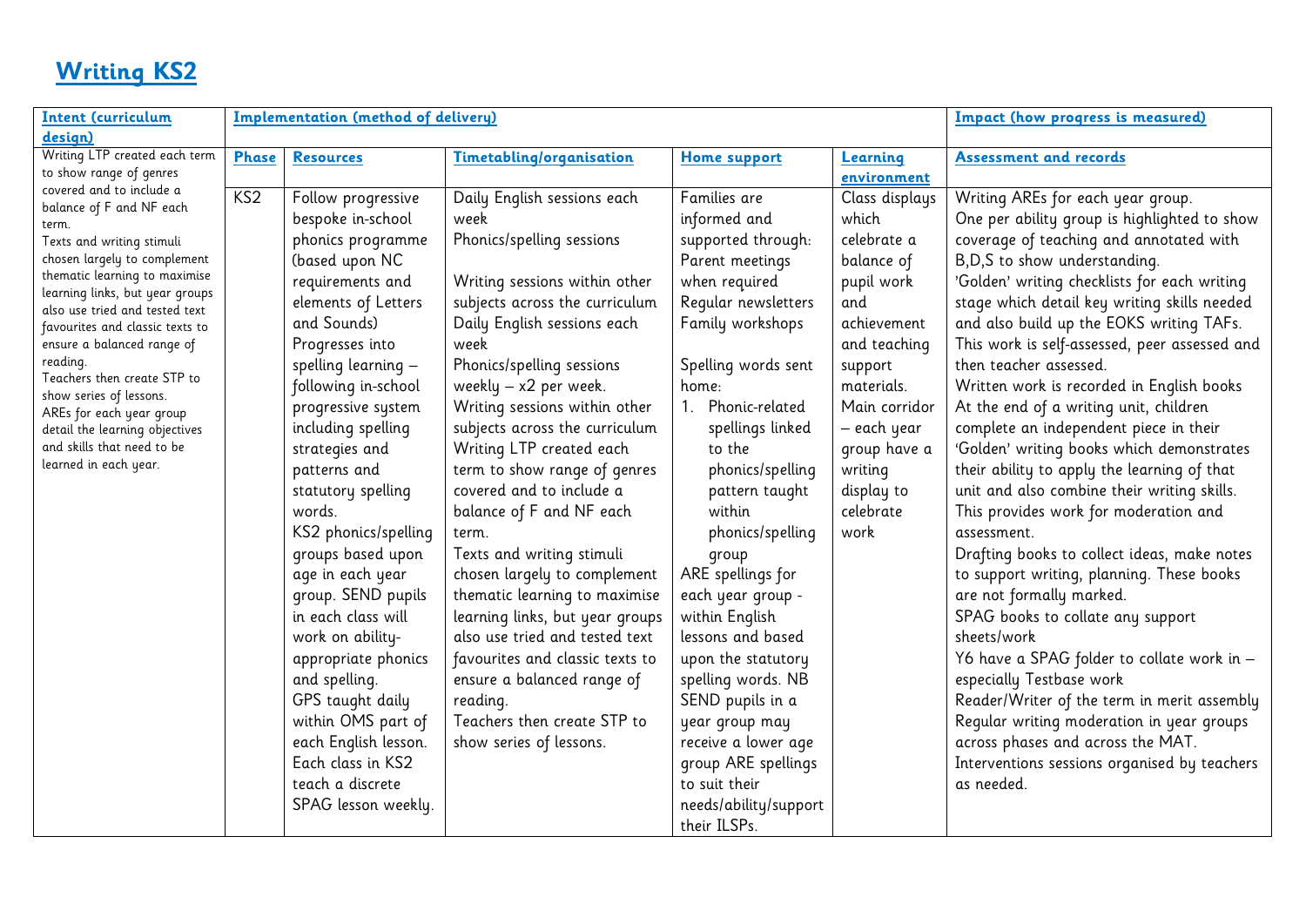# Writing KS2

| Intent (curriculum design) | Implementation (method of delivery) | | | | | Impact (how progress is measured) |
|---|---|---|---|---|---|---|
| | **Phase** | **Resources** | **Timetabling/organisation** | **Home support** | **Learning environment** | **Assessment and records** |
| Writing LTP created each term to show range of genres covered and to include a balance of F and NF each term.<br>Texts and writing stimuli chosen largely to complement thematic learning to maximise learning links, but year groups also use tried and tested text favourites and classic texts to ensure a balanced range of reading.<br>Teachers then create STP to show series of lessons.<br>AREs for each year group detail the learning objectives and skills that need to be learned in each year. | KS2 | Follow progressive bespoke in-school phonics programme (based upon NC requirements and elements of Letters and Sounds)<br>Progresses into spelling learning – following in-school progressive system including spelling strategies and patterns and statutory spelling words.<br>KS2 phonics/spelling groups based upon age in each year group. SEND pupils in each class will work on ability-appropriate phonics and spelling.<br>GPS taught daily within OMS part of each English lesson.<br>Each class in KS2 teach a discrete SPAG lesson weekly. | Daily English sessions each week<br>Phonics/spelling sessions<br><br>Writing sessions within other subjects across the curriculum<br>Daily English sessions each week<br>Phonics/spelling sessions weekly – x2 per week.<br>Writing sessions within other subjects across the curriculum<br>Writing LTP created each term to show range of genres covered and to include a balance of F and NF each term.<br>Texts and writing stimuli chosen largely to complement thematic learning to maximise learning links, but year groups also use tried and tested text favourites and classic texts to ensure a balanced range of reading.<br>Teachers then create STP to show series of lessons. | Families are informed and supported through:<br>Parent meetings when required<br>Regular newsletters<br>Family workshops<br><br>Spelling words sent home:<br>1. Phonic-related spellings linked to the phonics/spelling pattern taught within phonics/spelling group<br>ARE spellings for each year group - within English lessons and based upon the statutory spelling words. NB SEND pupils in a year group may receive a lower age group ARE spellings to suit their needs/ability/support their ILSPs. | Class displays which celebrate a balance of pupil work and achievement and teaching support materials.<br>Main corridor – each year group have a writing display to celebrate work | Writing AREs for each year group.<br>One per ability group is highlighted to show coverage of teaching and annotated with B,D,S to show understanding.<br>'Golden' writing checklists for each writing stage which detail key writing skills needed and also build up the EOKS writing TAFs.<br>This work is self-assessed, peer assessed and then teacher assessed.<br>Written work is recorded in English books<br>At the end of a writing unit, children complete an independent piece in their 'Golden' writing books which demonstrates their ability to apply the learning of that unit and also combine their writing skills.<br>This provides work for moderation and assessment.<br>Drafting books to collect ideas, make notes to support writing, planning. These books are not formally marked.<br>SPAG books to collate any support sheets/work<br>Y6 have a SPAG folder to collate work in – especially Testbase work<br>Reader/Writer of the term in merit assembly<br>Regular writing moderation in year groups across phases and across the MAT.<br>Interventions sessions organised by teachers as needed. |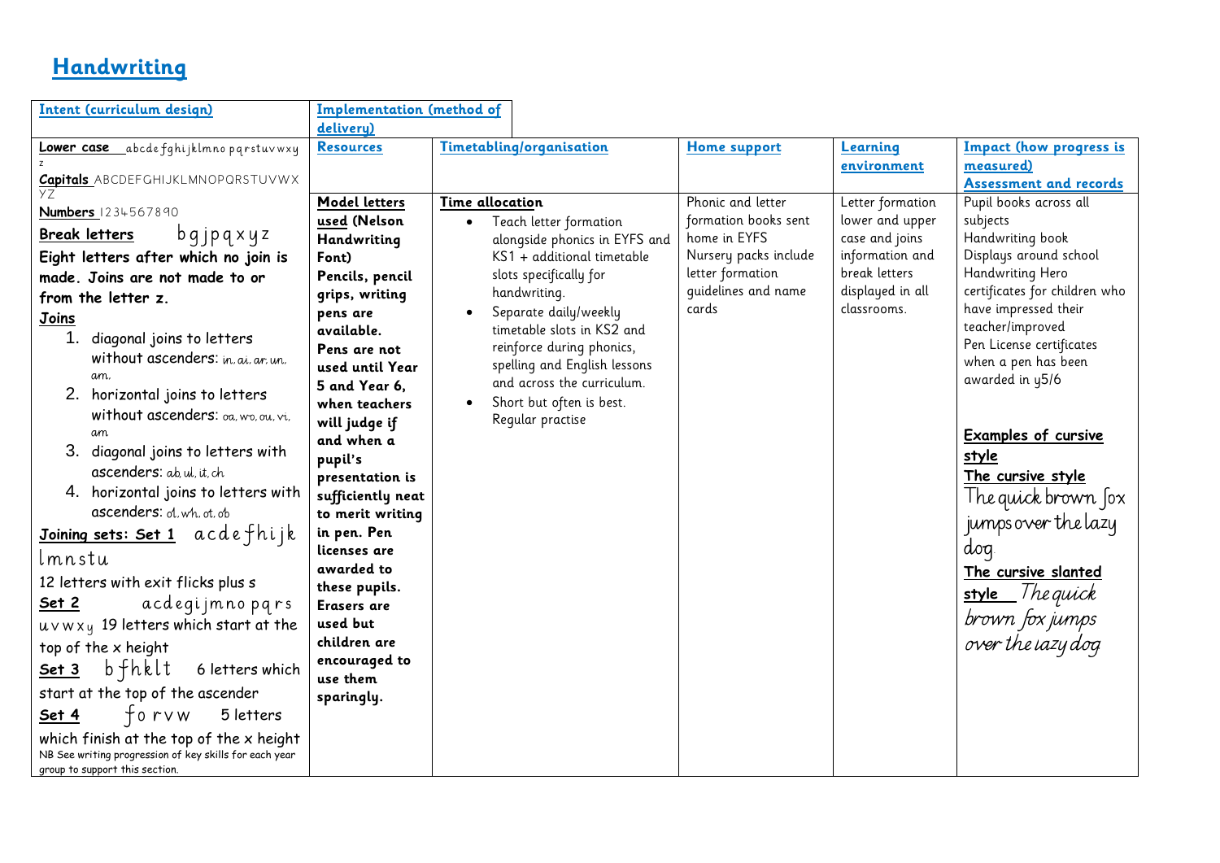## Handwriting

| Intent (curriculum design) | Implementation (method of delivery) | | | | |
|---|---|---|---|---|---|
| | **Resources** | **Timetabling/organisation** | **Home support** | **Learning environment** | **Impact (how progress is measured)** **Assessment and records** |
| **Lower case** abcdefghijklmnopqrstuvwxyz<br>**Capitals** ABCDEFGHIJKLMNOPQRSTUVWXYZ<br>**Numbers** 1234567890<br>**Break letters** b g j p q x y z<br>**Eight letters after which no join is made. Joins are not made to or from the letter z.**<br>**Joins**<br>1. diagonal joins to letters without ascenders: in, ai, ar, un, am.<br>2. horizontal joins to letters without ascenders: oa, wo, ou, vi, am<br>3. diagonal joins to letters with ascenders: ab, ul, it, ch<br>4. horizontal joins to letters with ascenders: ol, wh, ot, ob<br>**Joining sets: Set 1** a c d e f h i j k l m n s t u<br>12 letters with exit flicks plus s<br>**Set 2** a c d e g i j m n o p q r s u v w x y 19 letters which start at the top of the x height<br>**Set 3** b f h k l t 6 letters which start at the top of the ascender<br>**Set 4** f o r v w 5 letters which finish at the top of the x height<br>NB See writing progression of key skills for each year group to support this section. | **Model letters used (Nelson Handwriting Font)**<br>**Pencils, pencil grips, writing pens are available.**<br>**Pens are not used until Year 5 and Year 6, when teachers will judge if and when a pupil's presentation is sufficiently neat to merit writing in pen. Pen licenses are awarded to these pupils.**<br>**Erasers are used but children are encouraged to use them sparingly.** | **Time allocation**<br>• Teach letter formation alongside phonics in EYFS and KS1 + additional timetable slots specifically for handwriting.<br>• Separate daily/weekly timetable slots in KS2 and reinforce during phonics, spelling and English lessons and across the curriculum.<br>• Short but often is best. Regular practise | Phonic and letter formation books sent home in EYFS<br>Nursery packs include letter formation guidelines and name cards | Letter formation lower and upper case and joins information and break letters displayed in all classrooms. | Pupil books across all subjects<br>Handwriting book<br>Displays around school<br>Handwriting Hero certificates for children who have impressed their teacher/improved<br>Pen License certificates when a pen has been awarded in y5/6<br><br>**Examples of cursive style**<br>**The cursive style**<br>The quick brown fox jumps over the lazy dog.<br>**The cursive slanted style** *The quick brown fox jumps over the lazy dog* |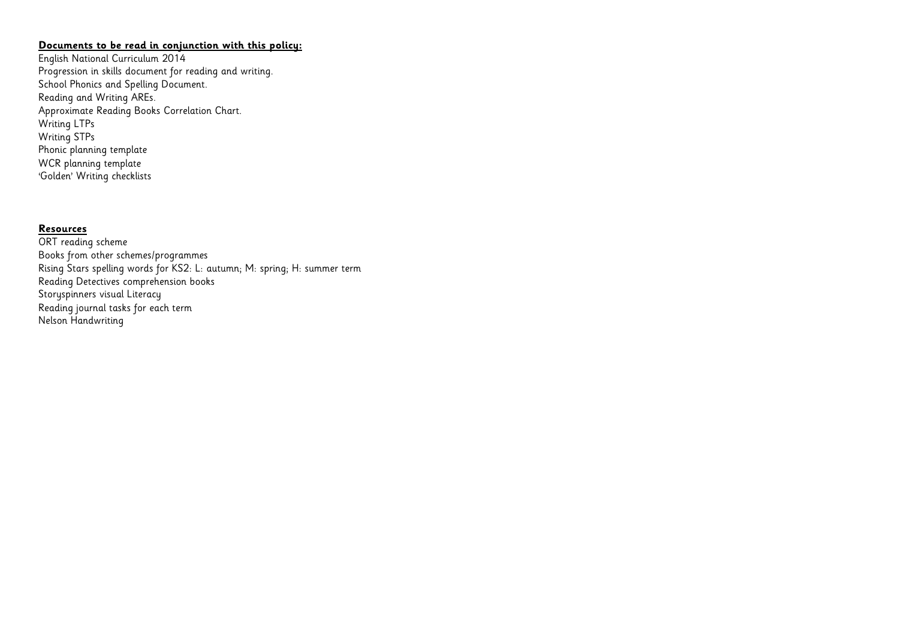**Documents to be read in conjunction with this policy:**

English National Curriculum 2014
Progression in skills document for reading and writing.
School Phonics and Spelling Document.
Reading and Writing AREs.
Approximate Reading Books Correlation Chart.
Writing LTPs
Writing STPs
Phonic planning template
WCR planning template
'Golden' Writing checklists

**Resources**

ORT reading scheme
Books from other schemes/programmes
Rising Stars spelling words for KS2: L: autumn; M: spring; H: summer term
Reading Detectives comprehension books
Storyspinners visual Literacy
Reading journal tasks for each term
Nelson Handwriting